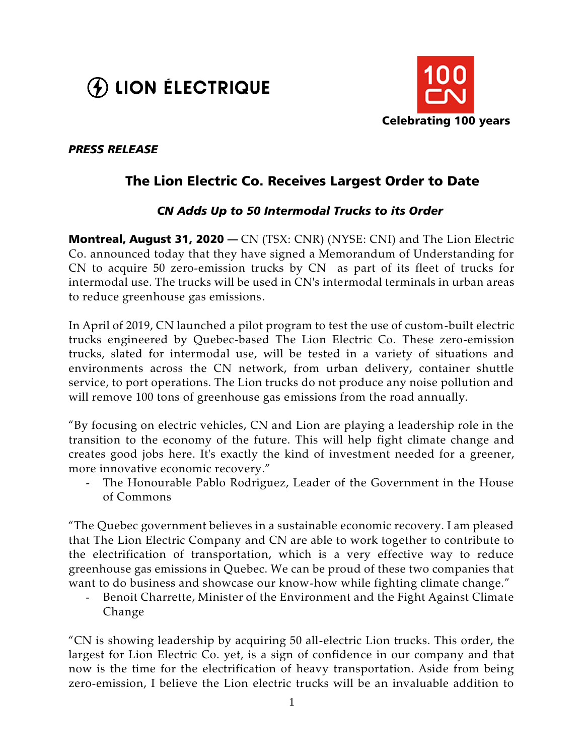LION ÉLECTRIQUE

100 CN

Celebrating 100 years

***PRESS RELEASE***

## The Lion Electric Co. Receives Largest Order to Date

### *CN Adds Up to 50 Intermodal Trucks to its Order*

**Montreal, August 31, 2020 —** CN (TSX: CNR) (NYSE: CNI) and The Lion Electric Co. announced today that they have signed a Memorandum of Understanding for CN to acquire 50 zero-emission trucks by CN as part of its fleet of trucks for intermodal use. The trucks will be used in CN's intermodal terminals in urban areas to reduce greenhouse gas emissions.

In April of 2019, CN launched a pilot program to test the use of custom-built electric trucks engineered by Quebec-based The Lion Electric Co. These zero-emission trucks, slated for intermodal use, will be tested in a variety of situations and environments across the CN network, from urban delivery, container shuttle service, to port operations. The Lion trucks do not produce any noise pollution and will remove 100 tons of greenhouse gas emissions from the road annually.

"By focusing on electric vehicles, CN and Lion are playing a leadership role in the transition to the economy of the future. This will help fight climate change and creates good jobs here. It's exactly the kind of investment needed for a greener, more innovative economic recovery."

- The Honourable Pablo Rodriguez, Leader of the Government in the House of Commons

"The Quebec government believes in a sustainable economic recovery. I am pleased that The Lion Electric Company and CN are able to work together to contribute to the electrification of transportation, which is a very effective way to reduce greenhouse gas emissions in Quebec. We can be proud of these two companies that want to do business and showcase our know-how while fighting climate change."

- Benoit Charrette, Minister of the Environment and the Fight Against Climate Change

"CN is showing leadership by acquiring 50 all-electric Lion trucks. This order, the largest for Lion Electric Co. yet, is a sign of confidence in our company and that now is the time for the electrification of heavy transportation. Aside from being zero-emission, I believe the Lion electric trucks will be an invaluable addition to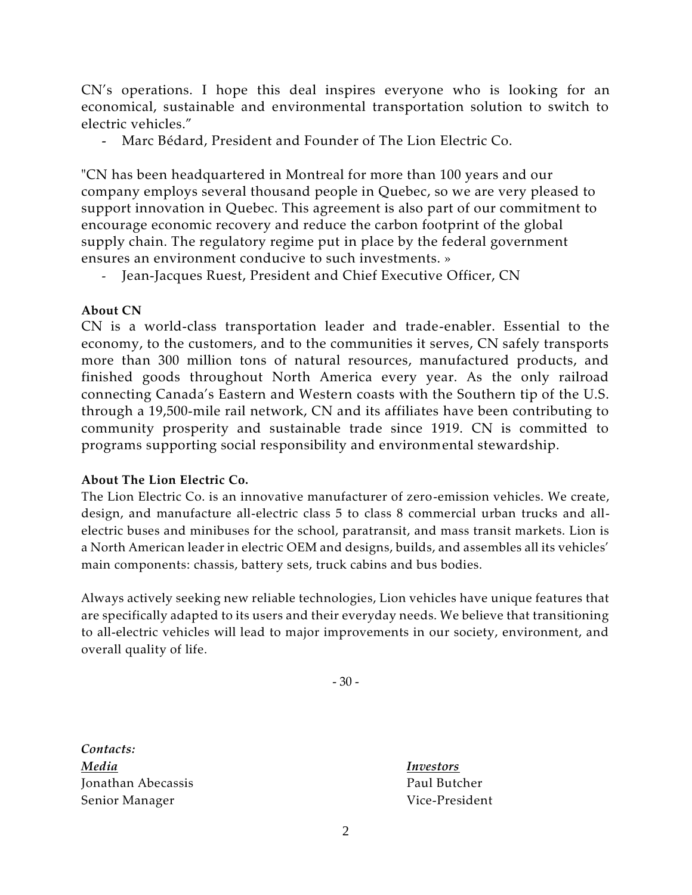CN's operations. I hope this deal inspires everyone who is looking for an economical, sustainable and environmental transportation solution to switch to electric vehicles."

- Marc Bédard, President and Founder of The Lion Electric Co.

"CN has been headquartered in Montreal for more than 100 years and our company employs several thousand people in Quebec, so we are very pleased to support innovation in Quebec. This agreement is also part of our commitment to encourage economic recovery and reduce the carbon footprint of the global supply chain. The regulatory regime put in place by the federal government ensures an environment conducive to such investments. »

- Jean-Jacques Ruest, President and Chief Executive Officer, CN

**About CN**

CN is a world-class transportation leader and trade-enabler. Essential to the economy, to the customers, and to the communities it serves, CN safely transports more than 300 million tons of natural resources, manufactured products, and finished goods throughout North America every year. As the only railroad connecting Canada's Eastern and Western coasts with the Southern tip of the U.S. through a 19,500-mile rail network, CN and its affiliates have been contributing to community prosperity and sustainable trade since 1919. CN is committed to programs supporting social responsibility and environmental stewardship.

**About The Lion Electric Co.**

The Lion Electric Co. is an innovative manufacturer of zero-emission vehicles. We create, design, and manufacture all-electric class 5 to class 8 commercial urban trucks and all-electric buses and minibuses for the school, paratransit, and mass transit markets. Lion is a North American leader in electric OEM and designs, builds, and assembles all its vehicles' main components: chassis, battery sets, truck cabins and bus bodies.

Always actively seeking new reliable technologies, Lion vehicles have unique features that are specifically adapted to its users and their everyday needs. We believe that transitioning to all-electric vehicles will lead to major improvements in our society, environment, and overall quality of life.

- 30 -

*Contacts:*

***Media***
Jonathan Abecassis
Senior Manager

***Investors***
Paul Butcher
Vice-President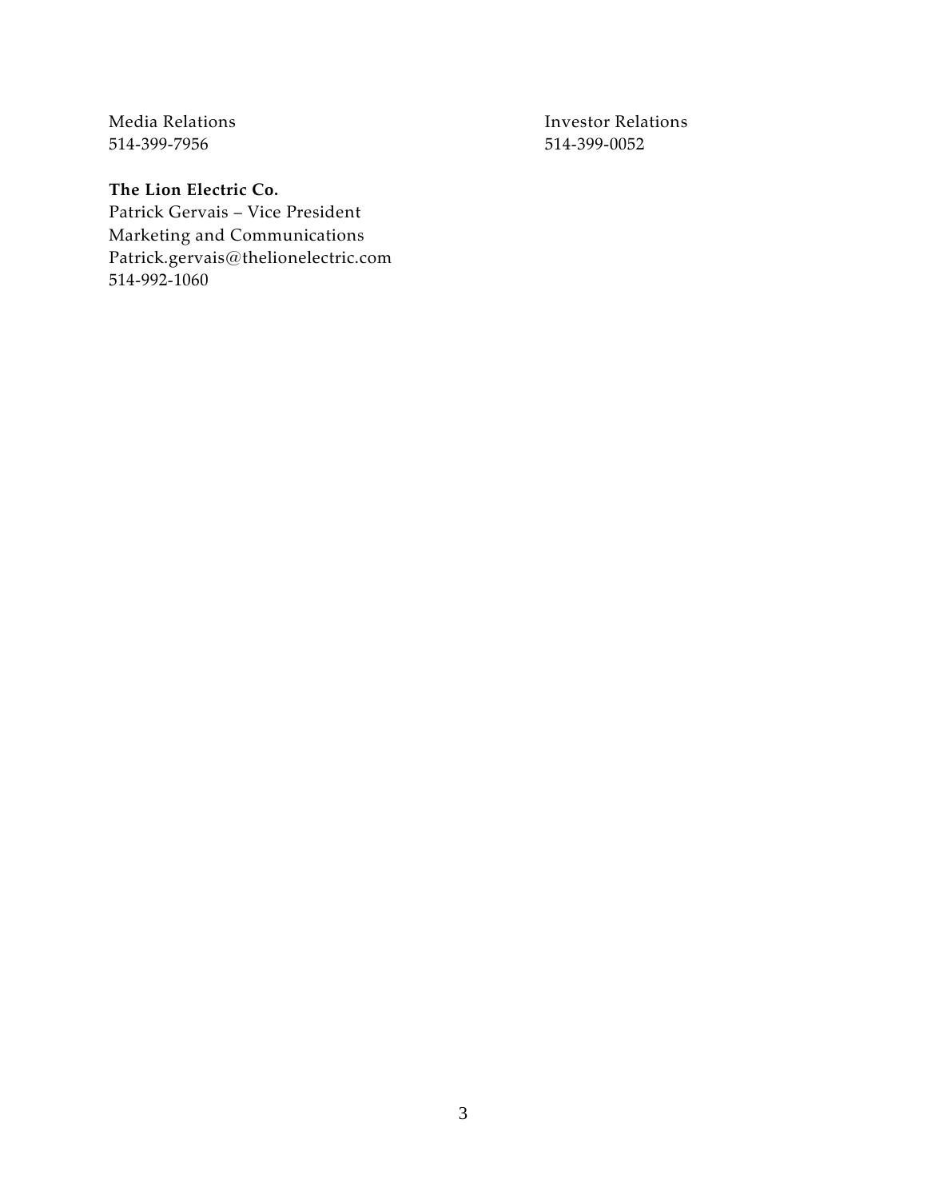Media Relations
514-399-7956

Investor Relations
514-399-0052

**The Lion Electric Co.**
Patrick Gervais – Vice President
Marketing and Communications
Patrick.gervais@thelionelectric.com
514-992-1060